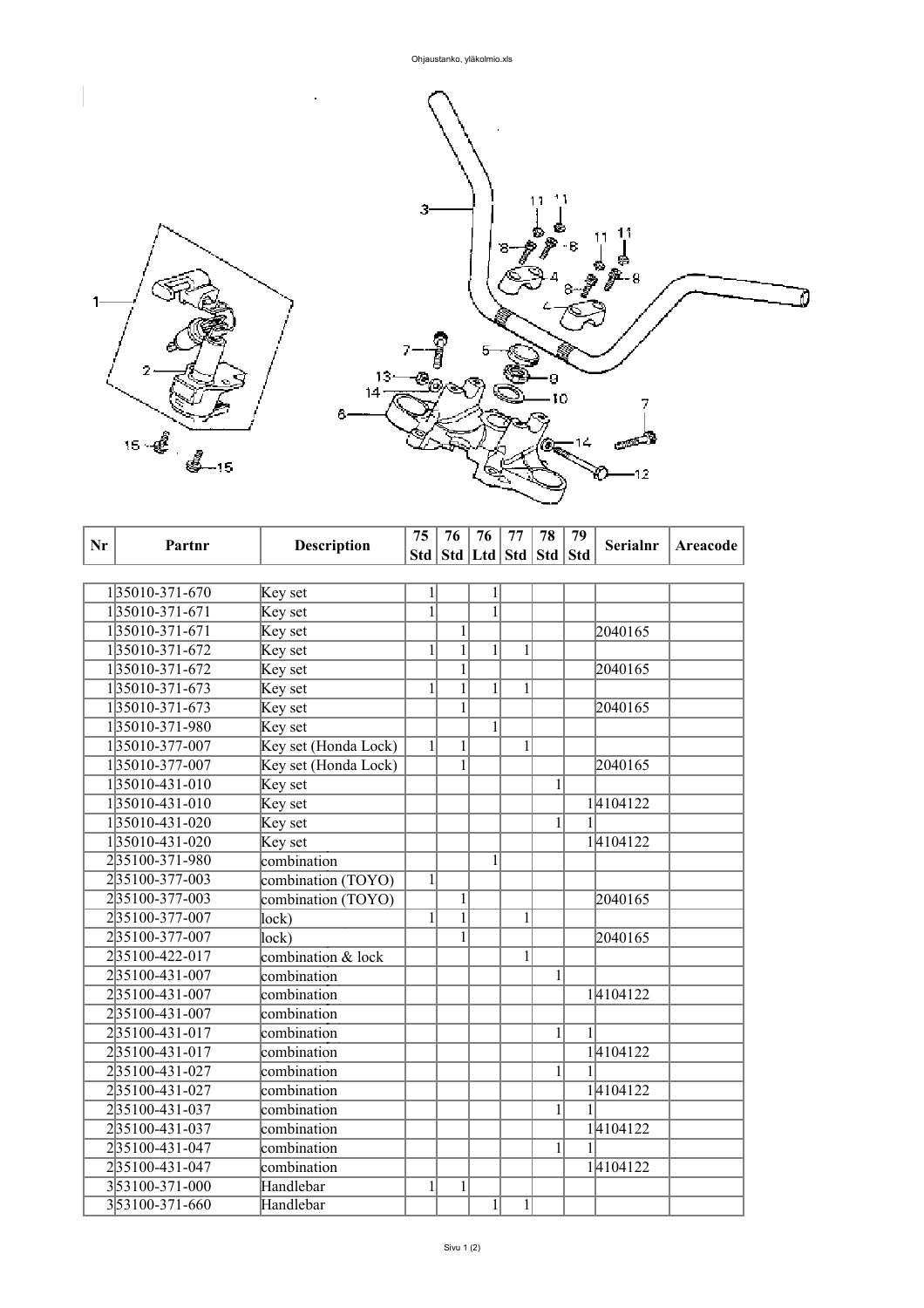| Nr | Partnr | Description | 75 Std | 76 Std | 76 Ltd | 77 Std | 78 Std | 79 Std | Serialnr | Areacode |
|---|---|---|---|---|---|---|---|---|---|---|
| 1 | 35010-371-670 | Key set | 1 | | 1 | | | | | |
| 1 | 35010-371-671 | Key set | 1 | | 1 | | | | | |
| 1 | 35010-371-671 | Key set | | 1 | | | | | 2040165 | |
| 1 | 35010-371-672 | Key set | 1 | 1 | 1 | 1 | | | | |
| 1 | 35010-371-672 | Key set | | 1 | | | | | 2040165 | |
| 1 | 35010-371-673 | Key set | 1 | 1 | 1 | 1 | | | | |
| 1 | 35010-371-673 | Key set | | 1 | | | | | 2040165 | |
| 1 | 35010-371-980 | Key set | | | 1 | | | | | |
| 1 | 35010-377-007 | Key set (Honda Lock) | 1 | 1 | | 1 | | | | |
| 1 | 35010-377-007 | Key set (Honda Lock) | | 1 | | | | | 2040165 | |
| 1 | 35010-431-010 | Key set | | | | | 1 | | | |
| 1 | 35010-431-010 | Key set | | | | | | 1 | 4104122 | |
| 1 | 35010-431-020 | Key set | | | | | 1 | 1 | | |
| 1 | 35010-431-020 | Key set | | | | | | 1 | 4104122 | |
| 2 | 35100-371-980 | combination | | | 1 | | | | | |
| 2 | 35100-377-003 | combination (TOYO) | 1 | | | | | | | |
| 2 | 35100-377-003 | combination (TOYO) | | 1 | | | | | 2040165 | |
| 2 | 35100-377-007 | lock) | 1 | 1 | | 1 | | | | |
| 2 | 35100-377-007 | lock) | | 1 | | | | | 2040165 | |
| 2 | 35100-422-017 | combination & lock | | | | 1 | | | | |
| 2 | 35100-431-007 | combination | | | | | 1 | | | |
| 2 | 35100-431-007 | combination | | | | | | 1 | 4104122 | |
| 2 | 35100-431-007 | combination | | | | | | | | |
| 2 | 35100-431-017 | combination | | | | | 1 | 1 | | |
| 2 | 35100-431-017 | combination | | | | | | 1 | 4104122 | |
| 2 | 35100-431-027 | combination | | | | | 1 | 1 | | |
| 2 | 35100-431-027 | combination | | | | | | 1 | 4104122 | |
| 2 | 35100-431-037 | combination | | | | | 1 | 1 | | |
| 2 | 35100-431-037 | combination | | | | | | 1 | 4104122 | |
| 2 | 35100-431-047 | combination | | | | | 1 | 1 | | |
| 2 | 35100-431-047 | combination | | | | | | 1 | 4104122 | |
| 3 | 53100-371-000 | Handlebar | 1 | 1 | | | | | | |
| 3 | 53100-371-660 | Handlebar | | | 1 | 1 | | | | |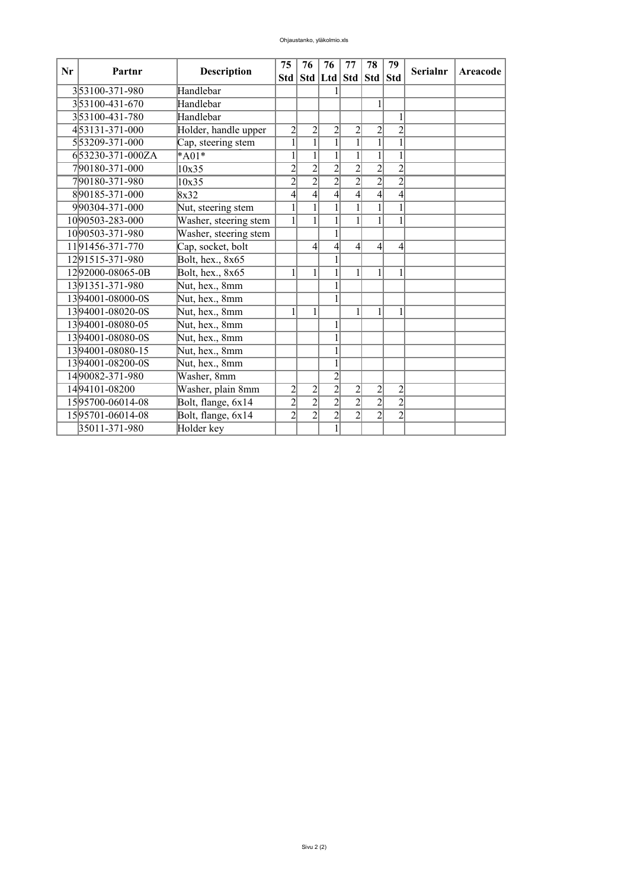| Nr | Partnr | Description | 75 Std | 76 Std | 76 Ltd | 77 Std | 78 Std | 79 Std | Serialnr | Areacode |
|---|---|---|---|---|---|---|---|---|---|---|
| 3 | 53100-371-980 | Handlebar | | | 1 | | | | | |
| 3 | 53100-431-670 | Handlebar | | | | | 1 | | | |
| 3 | 53100-431-780 | Handlebar | | | | | | 1 | | |
| 4 | 53131-371-000 | Holder, handle upper | 2 | 2 | 2 | 2 | 2 | 2 | | |
| 5 | 53209-371-000 | Cap, steering stem | 1 | 1 | 1 | 1 | 1 | 1 | | |
| 6 | 53230-371-000ZA | *A01* | 1 | 1 | 1 | 1 | 1 | 1 | | |
| 7 | 90180-371-000 | 10x35 | 2 | 2 | 2 | 2 | 2 | 2 | | |
| 7 | 90180-371-980 | 10x35 | 2 | 2 | 2 | 2 | 2 | 2 | | |
| 8 | 90185-371-000 | 8x32 | 4 | 4 | 4 | 4 | 4 | 4 | | |
| 9 | 90304-371-000 | Nut, steering stem | 1 | 1 | 1 | 1 | 1 | 1 | | |
| 10 | 90503-283-000 | Washer, steering stem | 1 | 1 | 1 | 1 | 1 | 1 | | |
| 10 | 90503-371-980 | Washer, steering stem | | | 1 | | | | | |
| 11 | 91456-371-770 | Cap, socket, bolt | | 4 | 4 | 4 | 4 | 4 | | |
| 12 | 91515-371-980 | Bolt, hex., 8x65 | | | 1 | | | | | |
| 12 | 92000-08065-0B | Bolt, hex., 8x65 | 1 | 1 | 1 | 1 | 1 | 1 | | |
| 13 | 91351-371-980 | Nut, hex., 8mm | | | 1 | | | | | |
| 13 | 94001-08000-0S | Nut, hex., 8mm | | | 1 | | | | | |
| 13 | 94001-08020-0S | Nut, hex., 8mm | 1 | 1 | | 1 | 1 | 1 | | |
| 13 | 94001-08080-05 | Nut, hex., 8mm | | | 1 | | | | | |
| 13 | 94001-08080-0S | Nut, hex., 8mm | | | 1 | | | | | |
| 13 | 94001-08080-15 | Nut, hex., 8mm | | | 1 | | | | | |
| 13 | 94001-08200-0S | Nut, hex., 8mm | | | 1 | | | | | |
| 14 | 90082-371-980 | Washer, 8mm | | | 2 | | | | | |
| 14 | 94101-08200 | Washer, plain 8mm | 2 | 2 | 2 | 2 | 2 | 2 | | |
| 15 | 95700-06014-08 | Bolt, flange, 6x14 | 2 | 2 | 2 | 2 | 2 | 2 | | |
| 15 | 95701-06014-08 | Bolt, flange, 6x14 | 2 | 2 | 2 | 2 | 2 | 2 | | |
| | 35011-371-980 | Holder key | | | 1 | | | | | |